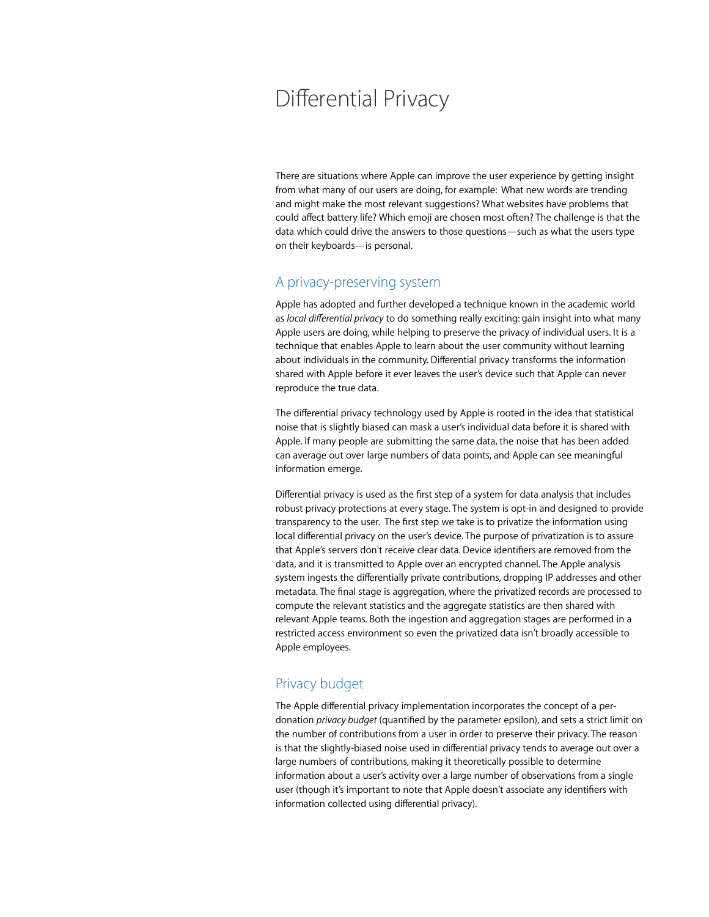# Differential Privacy

There are situations where Apple can improve the user experience by getting insight from what many of our users are doing, for example: What new words are trending and might make the most relevant suggestions? What websites have problems that could affect battery life? Which emoji are chosen most often? The challenge is that the data which could drive the answers to those questions—such as what the users type on their keyboards—is personal.

## A privacy-preserving system

Apple has adopted and further developed a technique known in the academic world as *local differential privacy* to do something really exciting: gain insight into what many Apple users are doing, while helping to preserve the privacy of individual users. It is a technique that enables Apple to learn about the user community without learning about individuals in the community. Differential privacy transforms the information shared with Apple before it ever leaves the user's device such that Apple can never reproduce the true data.

The differential privacy technology used by Apple is rooted in the idea that statistical noise that is slightly biased can mask a user's individual data before it is shared with Apple. If many people are submitting the same data, the noise that has been added can average out over large numbers of data points, and Apple can see meaningful information emerge.

Differential privacy is used as the first step of a system for data analysis that includes robust privacy protections at every stage. The system is opt-in and designed to provide transparency to the user. The first step we take is to privatize the information using local differential privacy on the user's device. The purpose of privatization is to assure that Apple's servers don't receive clear data. Device identifiers are removed from the data, and it is transmitted to Apple over an encrypted channel. The Apple analysis system ingests the differentially private contributions, dropping IP addresses and other metadata. The final stage is aggregation, where the privatized records are processed to compute the relevant statistics and the aggregate statistics are then shared with relevant Apple teams. Both the ingestion and aggregation stages are performed in a restricted access environment so even the privatized data isn't broadly accessible to Apple employees.

## Privacy budget

The Apple differential privacy implementation incorporates the concept of a per-donation *privacy budget* (quantified by the parameter epsilon), and sets a strict limit on the number of contributions from a user in order to preserve their privacy. The reason is that the slightly-biased noise used in differential privacy tends to average out over a large numbers of contributions, making it theoretically possible to determine information about a user's activity over a large number of observations from a single user (though it's important to note that Apple doesn't associate any identifiers with information collected using differential privacy).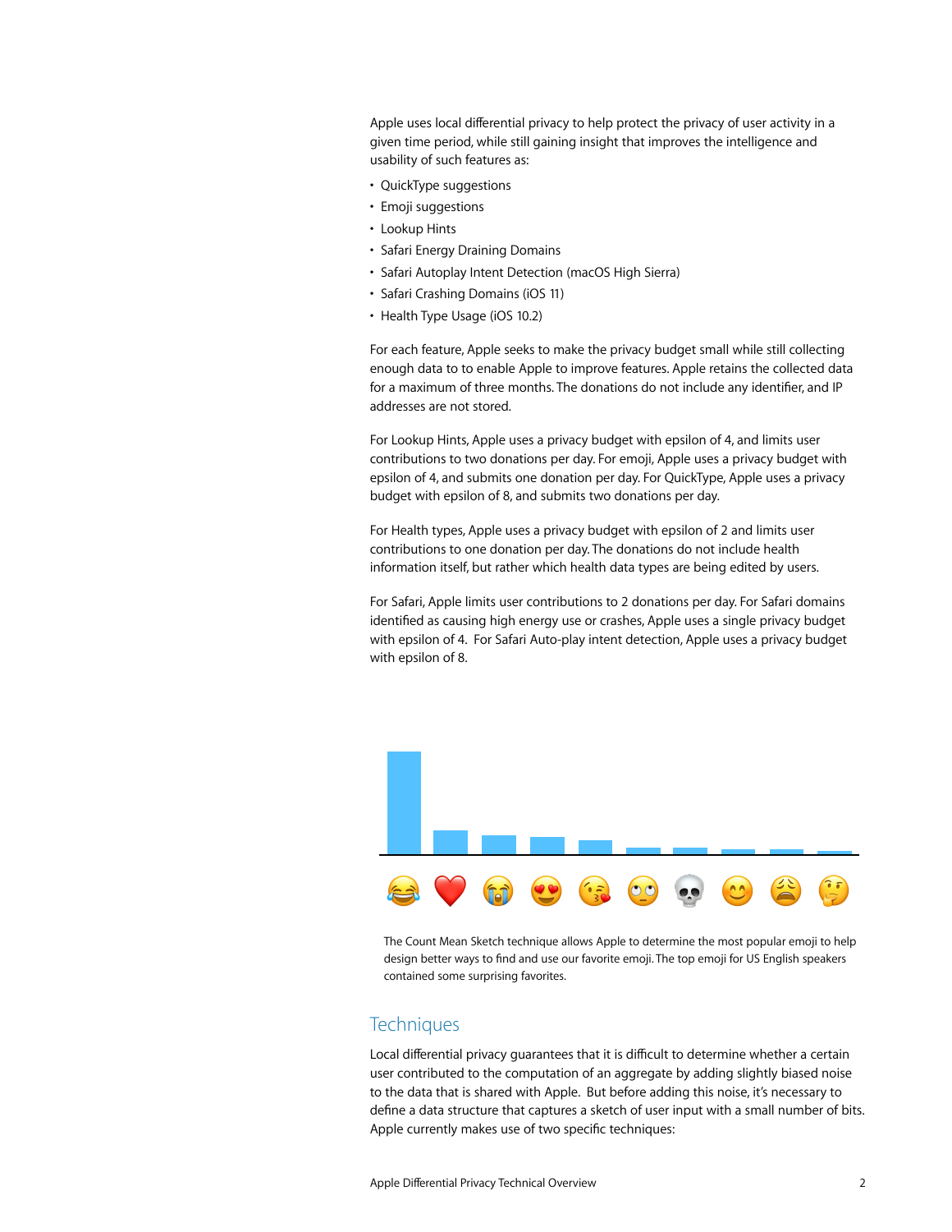Apple uses local differential privacy to help protect the privacy of user activity in a given time period, while still gaining insight that improves the intelligence and usability of such features as:

- QuickType suggestions
- Emoji suggestions
- Lookup Hints
- Safari Energy Draining Domains
- Safari Autoplay Intent Detection (macOS High Sierra)
- Safari Crashing Domains (iOS 11)
- Health Type Usage (iOS 10.2)

For each feature, Apple seeks to make the privacy budget small while still collecting enough data to to enable Apple to improve features. Apple retains the collected data for a maximum of three months. The donations do not include any identifier, and IP addresses are not stored.

For Lookup Hints, Apple uses a privacy budget with epsilon of 4, and limits user contributions to two donations per day. For emoji, Apple uses a privacy budget with epsilon of 4, and submits one donation per day. For QuickType, Apple uses a privacy budget with epsilon of 8, and submits two donations per day.

For Health types, Apple uses a privacy budget with epsilon of 2 and limits user contributions to one donation per day. The donations do not include health information itself, but rather which health data types are being edited by users.

For Safari, Apple limits user contributions to 2 donations per day. For Safari domains identified as causing high energy use or crashes, Apple uses a single privacy budget with epsilon of 4. For Safari Auto-play intent detection, Apple uses a privacy budget with epsilon of 8.

The Count Mean Sketch technique allows Apple to determine the most popular emoji to help design better ways to find and use our favorite emoji. The top emoji for US English speakers contained some surprising favorites.

## Techniques

Local differential privacy guarantees that it is difficult to determine whether a certain user contributed to the computation of an aggregate by adding slightly biased noise to the data that is shared with Apple. But before adding this noise, it's necessary to define a data structure that captures a sketch of user input with a small number of bits. Apple currently makes use of two specific techniques: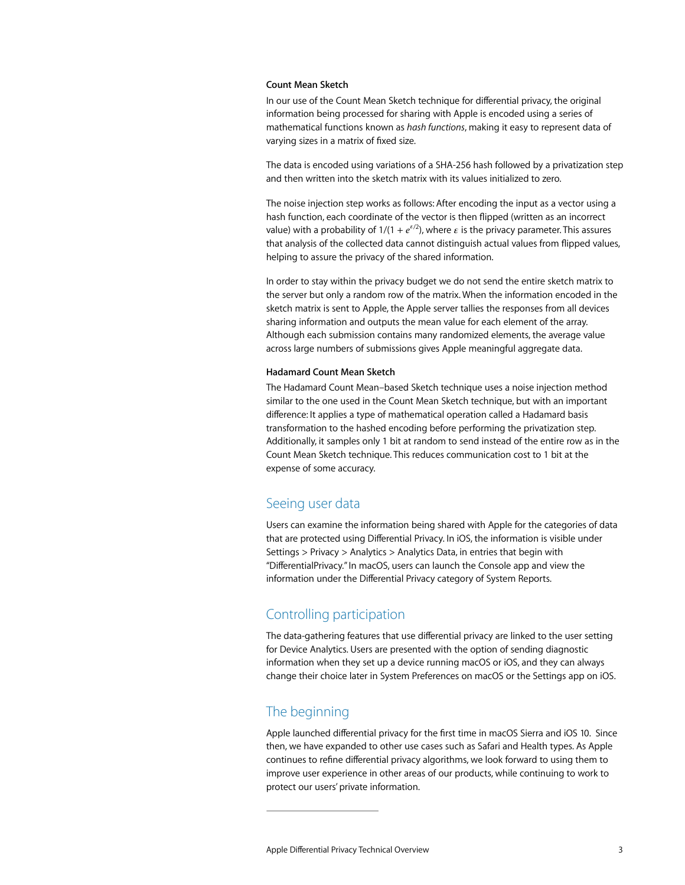### Count Mean Sketch

In our use of the Count Mean Sketch technique for differential privacy, the original information being processed for sharing with Apple is encoded using a series of mathematical functions known as *hash functions*, making it easy to represent data of varying sizes in a matrix of fixed size.

The data is encoded using variations of a SHA-256 hash followed by a privatization step and then written into the sketch matrix with its values initialized to zero.

The noise injection step works as follows: After encoding the input as a vector using a hash function, each coordinate of the vector is then flipped (written as an incorrect value) with a probability of $1/(1 + e^{\varepsilon/2})$, where $\varepsilon$ is the privacy parameter. This assures that analysis of the collected data cannot distinguish actual values from flipped values, helping to assure the privacy of the shared information.

In order to stay within the privacy budget we do not send the entire sketch matrix to the server but only a random row of the matrix. When the information encoded in the sketch matrix is sent to Apple, the Apple server tallies the responses from all devices sharing information and outputs the mean value for each element of the array. Although each submission contains many randomized elements, the average value across large numbers of submissions gives Apple meaningful aggregate data.

### Hadamard Count Mean Sketch

The Hadamard Count Mean–based Sketch technique uses a noise injection method similar to the one used in the Count Mean Sketch technique, but with an important difference: It applies a type of mathematical operation called a Hadamard basis transformation to the hashed encoding before performing the privatization step. Additionally, it samples only 1 bit at random to send instead of the entire row as in the Count Mean Sketch technique. This reduces communication cost to 1 bit at the expense of some accuracy.

## Seeing user data

Users can examine the information being shared with Apple for the categories of data that are protected using Differential Privacy. In iOS, the information is visible under Settings > Privacy > Analytics > Analytics Data, in entries that begin with "DifferentialPrivacy." In macOS, users can launch the Console app and view the information under the Differential Privacy category of System Reports.

## Controlling participation

The data-gathering features that use differential privacy are linked to the user setting for Device Analytics. Users are presented with the option of sending diagnostic information when they set up a device running macOS or iOS, and they can always change their choice later in System Preferences on macOS or the Settings app on iOS.

## The beginning

Apple launched differential privacy for the first time in macOS Sierra and iOS 10. Since then, we have expanded to other use cases such as Safari and Health types. As Apple continues to refine differential privacy algorithms, we look forward to using them to improve user experience in other areas of our products, while continuing to work to protect our users' private information.